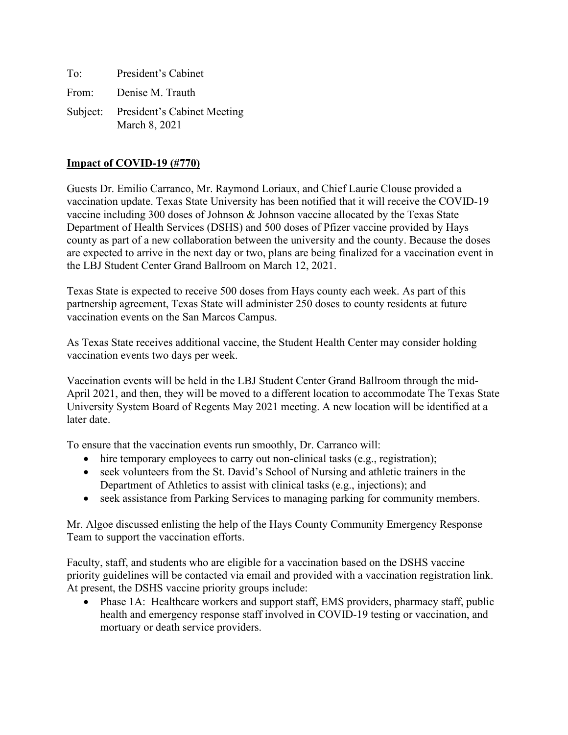To: President's Cabinet

From: Denise M. Trauth

Subject: President's Cabinet Meeting
March 8, 2021

**Impact of COVID-19 (#770)**

Guests Dr. Emilio Carranco, Mr. Raymond Loriaux, and Chief Laurie Clouse provided a vaccination update. Texas State University has been notified that it will receive the COVID-19 vaccine including 300 doses of Johnson & Johnson vaccine allocated by the Texas State Department of Health Services (DSHS) and 500 doses of Pfizer vaccine provided by Hays county as part of a new collaboration between the university and the county. Because the doses are expected to arrive in the next day or two, plans are being finalized for a vaccination event in the LBJ Student Center Grand Ballroom on March 12, 2021.

Texas State is expected to receive 500 doses from Hays county each week. As part of this partnership agreement, Texas State will administer 250 doses to county residents at future vaccination events on the San Marcos Campus.

As Texas State receives additional vaccine, the Student Health Center may consider holding vaccination events two days per week.

Vaccination events will be held in the LBJ Student Center Grand Ballroom through the mid-April 2021, and then, they will be moved to a different location to accommodate The Texas State University System Board of Regents May 2021 meeting. A new location will be identified at a later date.

To ensure that the vaccination events run smoothly, Dr. Carranco will:

- hire temporary employees to carry out non-clinical tasks (e.g., registration);
- seek volunteers from the St. David's School of Nursing and athletic trainers in the Department of Athletics to assist with clinical tasks (e.g., injections); and
- seek assistance from Parking Services to managing parking for community members.

Mr. Algoe discussed enlisting the help of the Hays County Community Emergency Response Team to support the vaccination efforts.

Faculty, staff, and students who are eligible for a vaccination based on the DSHS vaccine priority guidelines will be contacted via email and provided with a vaccination registration link. At present, the DSHS vaccine priority groups include:

- Phase 1A: Healthcare workers and support staff, EMS providers, pharmacy staff, public health and emergency response staff involved in COVID-19 testing or vaccination, and mortuary or death service providers.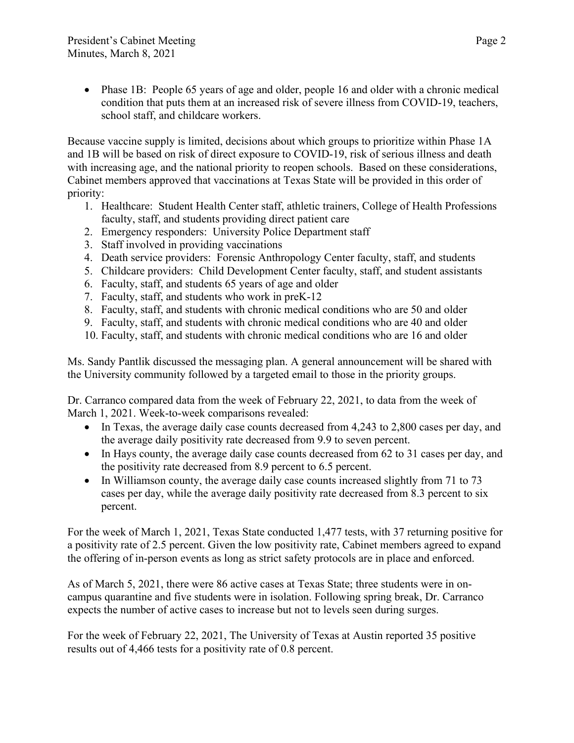- Phase 1B: People 65 years of age and older, people 16 and older with a chronic medical condition that puts them at an increased risk of severe illness from COVID-19, teachers, school staff, and childcare workers.

Because vaccine supply is limited, decisions about which groups to prioritize within Phase 1A and 1B will be based on risk of direct exposure to COVID-19, risk of serious illness and death with increasing age, and the national priority to reopen schools. Based on these considerations, Cabinet members approved that vaccinations at Texas State will be provided in this order of priority:

1. Healthcare: Student Health Center staff, athletic trainers, College of Health Professions faculty, staff, and students providing direct patient care
2. Emergency responders: University Police Department staff
3. Staff involved in providing vaccinations
4. Death service providers: Forensic Anthropology Center faculty, staff, and students
5. Childcare providers: Child Development Center faculty, staff, and student assistants
6. Faculty, staff, and students 65 years of age and older
7. Faculty, staff, and students who work in preK-12
8. Faculty, staff, and students with chronic medical conditions who are 50 and older
9. Faculty, staff, and students with chronic medical conditions who are 40 and older
10. Faculty, staff, and students with chronic medical conditions who are 16 and older

Ms. Sandy Pantlik discussed the messaging plan. A general announcement will be shared with the University community followed by a targeted email to those in the priority groups.

Dr. Carranco compared data from the week of February 22, 2021, to data from the week of March 1, 2021. Week-to-week comparisons revealed:

- In Texas, the average daily case counts decreased from 4,243 to 2,800 cases per day, and the average daily positivity rate decreased from 9.9 to seven percent.
- In Hays county, the average daily case counts decreased from 62 to 31 cases per day, and the positivity rate decreased from 8.9 percent to 6.5 percent.
- In Williamson county, the average daily case counts increased slightly from 71 to 73 cases per day, while the average daily positivity rate decreased from 8.3 percent to six percent.

For the week of March 1, 2021, Texas State conducted 1,477 tests, with 37 returning positive for a positivity rate of 2.5 percent. Given the low positivity rate, Cabinet members agreed to expand the offering of in-person events as long as strict safety protocols are in place and enforced.

As of March 5, 2021, there were 86 active cases at Texas State; three students were in on-campus quarantine and five students were in isolation. Following spring break, Dr. Carranco expects the number of active cases to increase but not to levels seen during surges.

For the week of February 22, 2021, The University of Texas at Austin reported 35 positive results out of 4,466 tests for a positivity rate of 0.8 percent.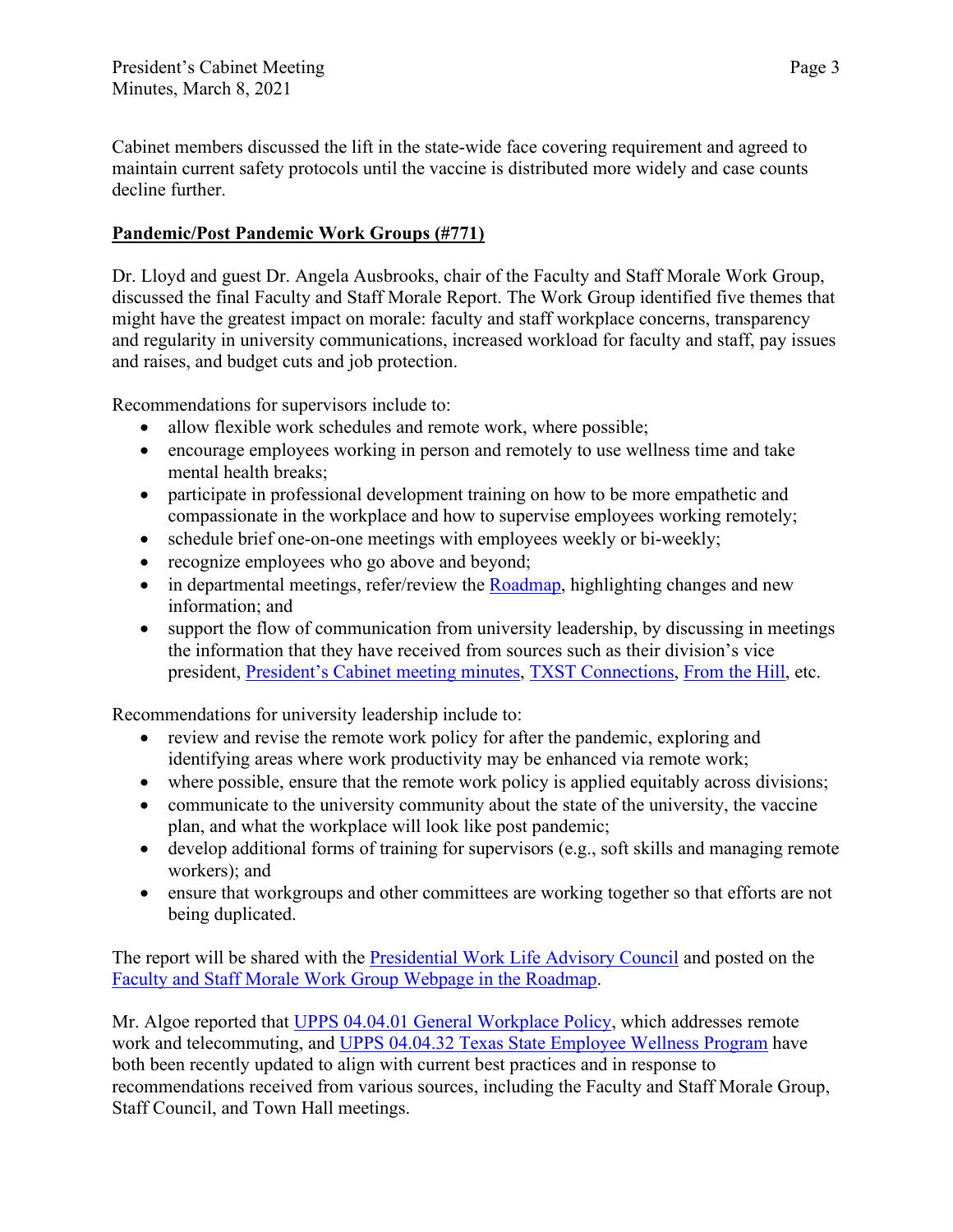Cabinet members discussed the lift in the state-wide face covering requirement and agreed to maintain current safety protocols until the vaccine is distributed more widely and case counts decline further.

**<u>Pandemic/Post Pandemic Work Groups (#771)</u>**

Dr. Lloyd and guest Dr. Angela Ausbrooks, chair of the Faculty and Staff Morale Work Group, discussed the final Faculty and Staff Morale Report. The Work Group identified five themes that might have the greatest impact on morale: faculty and staff workplace concerns, transparency and regularity in university communications, increased workload for faculty and staff, pay issues and raises, and budget cuts and job protection.

Recommendations for supervisors include to:

- allow flexible work schedules and remote work, where possible;
- encourage employees working in person and remotely to use wellness time and take mental health breaks;
- participate in professional development training on how to be more empathetic and compassionate in the workplace and how to supervise employees working remotely;
- schedule brief one-on-one meetings with employees weekly or bi-weekly;
- recognize employees who go above and beyond;
- in departmental meetings, refer/review the Roadmap, highlighting changes and new information; and
- support the flow of communication from university leadership, by discussing in meetings the information that they have received from sources such as their division's vice president, President's Cabinet meeting minutes, TXST Connections, From the Hill, etc.

Recommendations for university leadership include to:

- review and revise the remote work policy for after the pandemic, exploring and identifying areas where work productivity may be enhanced via remote work;
- where possible, ensure that the remote work policy is applied equitably across divisions;
- communicate to the university community about the state of the university, the vaccine plan, and what the workplace will look like post pandemic;
- develop additional forms of training for supervisors (e.g., soft skills and managing remote workers); and
- ensure that workgroups and other committees are working together so that efforts are not being duplicated.

The report will be shared with the Presidential Work Life Advisory Council and posted on the Faculty and Staff Morale Work Group Webpage in the Roadmap.

Mr. Algoe reported that UPPS 04.04.01 General Workplace Policy, which addresses remote work and telecommuting, and UPPS 04.04.32 Texas State Employee Wellness Program have both been recently updated to align with current best practices and in response to recommendations received from various sources, including the Faculty and Staff Morale Group, Staff Council, and Town Hall meetings.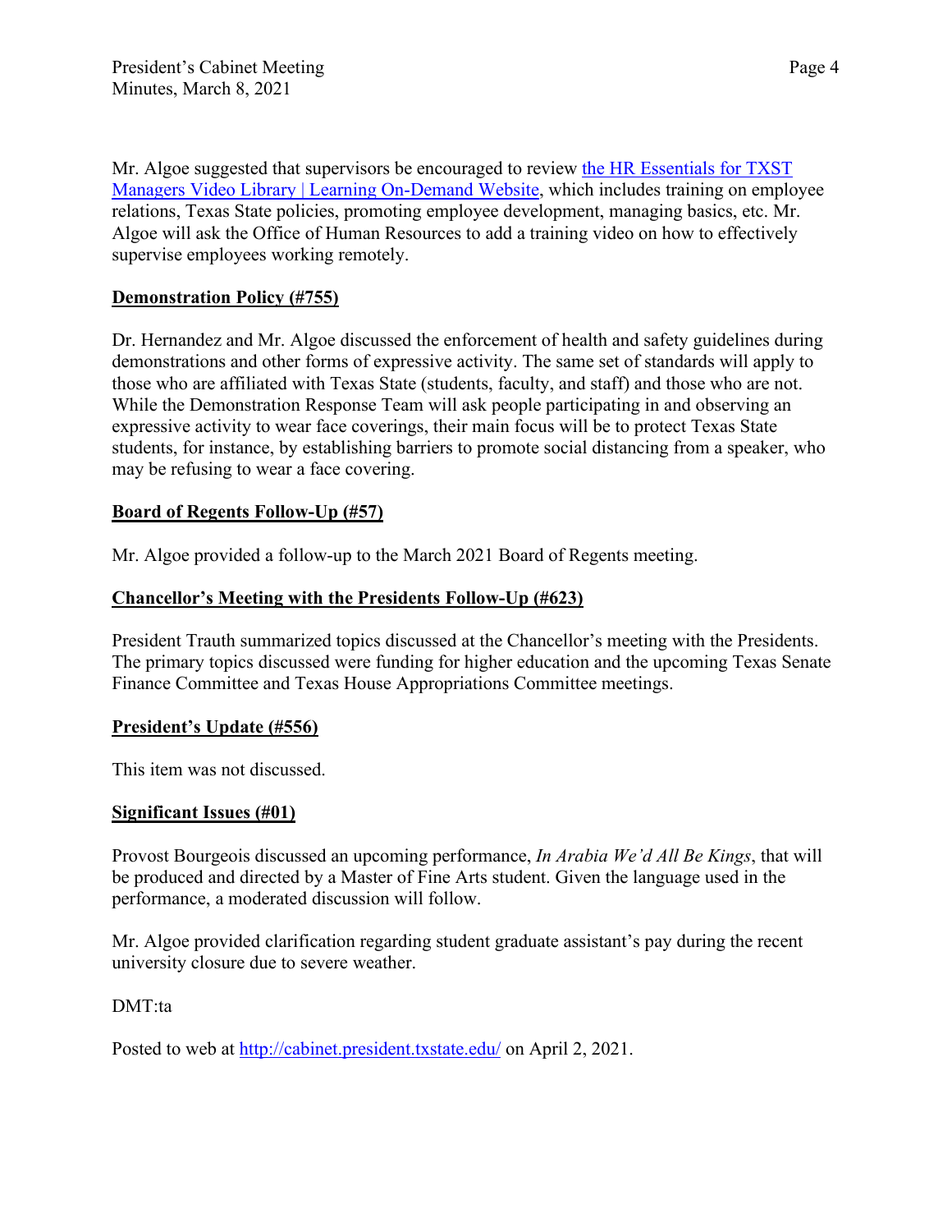Mr. Algoe suggested that supervisors be encouraged to review [the HR Essentials for TXST Managers Video Library | Learning On-Demand Website](), which includes training on employee relations, Texas State policies, promoting employee development, managing basics, etc. Mr. Algoe will ask the Office of Human Resources to add a training video on how to effectively supervise employees working remotely.

**Demonstration Policy (#755)**

Dr. Hernandez and Mr. Algoe discussed the enforcement of health and safety guidelines during demonstrations and other forms of expressive activity. The same set of standards will apply to those who are affiliated with Texas State (students, faculty, and staff) and those who are not. While the Demonstration Response Team will ask people participating in and observing an expressive activity to wear face coverings, their main focus will be to protect Texas State students, for instance, by establishing barriers to promote social distancing from a speaker, who may be refusing to wear a face covering.

**Board of Regents Follow-Up (#57)**

Mr. Algoe provided a follow-up to the March 2021 Board of Regents meeting.

**Chancellor's Meeting with the Presidents Follow-Up (#623)**

President Trauth summarized topics discussed at the Chancellor's meeting with the Presidents. The primary topics discussed were funding for higher education and the upcoming Texas Senate Finance Committee and Texas House Appropriations Committee meetings.

**President's Update (#556)**

This item was not discussed.

**Significant Issues (#01)**

Provost Bourgeois discussed an upcoming performance, *In Arabia We'd All Be Kings*, that will be produced and directed by a Master of Fine Arts student. Given the language used in the performance, a moderated discussion will follow.

Mr. Algoe provided clarification regarding student graduate assistant's pay during the recent university closure due to severe weather.

DMT:ta

Posted to web at http://cabinet.president.txstate.edu/ on April 2, 2021.